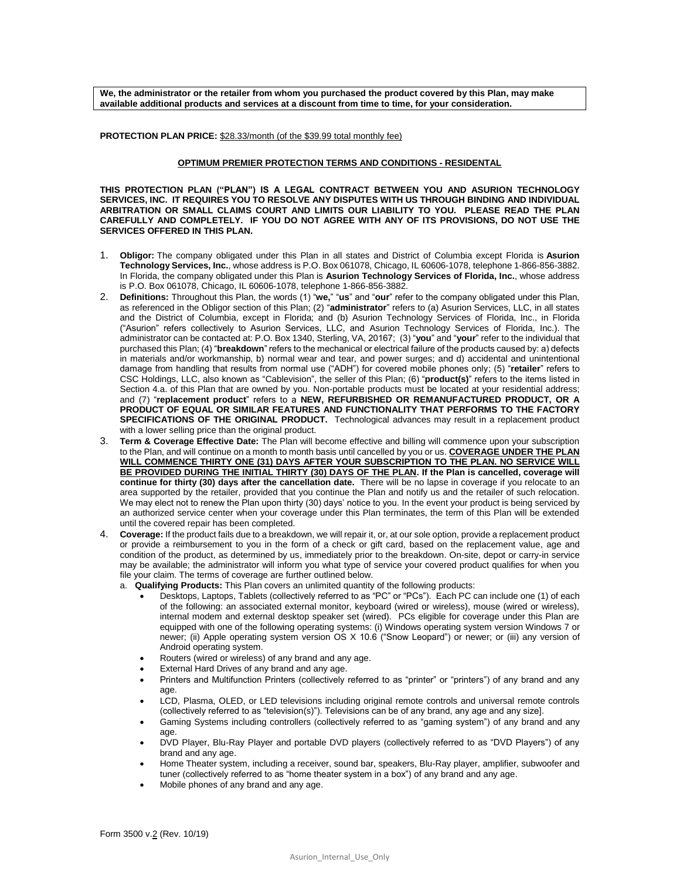**We, the administrator or the retailer from whom you purchased the product covered by this Plan, may make available additional products and services at a discount from time to time, for your consideration.**

**PROTECTION PLAN PRICE:** $28.33/month (of the $39.99 total monthly fee)

## OPTIMUM PREMIER PROTECTION TERMS AND CONDITIONS - RESIDENTAL

**THIS PROTECTION PLAN ("PLAN") IS A LEGAL CONTRACT BETWEEN YOU AND ASURION TECHNOLOGY SERVICES, INC. IT REQUIRES YOU TO RESOLVE ANY DISPUTES WITH US THROUGH BINDING AND INDIVIDUAL ARBITRATION OR SMALL CLAIMS COURT AND LIMITS OUR LIABILITY TO YOU. PLEASE READ THE PLAN CAREFULLY AND COMPLETELY. IF YOU DO NOT AGREE WITH ANY OF ITS PROVISIONS, DO NOT USE THE SERVICES OFFERED IN THIS PLAN.**

1. **Obligor:** The company obligated under this Plan in all states and District of Columbia except Florida is **Asurion Technology Services, Inc.**, whose address is P.O. Box 061078, Chicago, IL 60606-1078, telephone 1-866-856-3882. In Florida, the company obligated under this Plan is **Asurion Technology Services of Florida, Inc.**, whose address is P.O. Box 061078, Chicago, IL 60606-1078, telephone 1-866-856-3882.
2. **Definitions:** Throughout this Plan, the words (1) "**we,**" "**us**" and "**our**" refer to the company obligated under this Plan, as referenced in the Obligor section of this Plan; (2) "**administrator**" refers to (a) Asurion Services, LLC, in all states and the District of Columbia, except in Florida; and (b) Asurion Technology Services of Florida, Inc., in Florida ("Asurion" refers collectively to Asurion Services, LLC, and Asurion Technology Services of Florida, Inc.). The administrator can be contacted at: P.O. Box 1340, Sterling, VA, 20167; (3) "**you**" and "**your**" refer to the individual that purchased this Plan; (4) "**breakdown**" refers to the mechanical or electrical failure of the products caused by: a) defects in materials and/or workmanship, b) normal wear and tear, and power surges; and d) accidental and unintentional damage from handling that results from normal use ("ADH") for covered mobile phones only; (5) "**retailer**" refers to CSC Holdings, LLC, also known as "Cablevision", the seller of this Plan; (6) "**product(s)**" refers to the items listed in Section 4.a. of this Plan that are owned by you. Non-portable products must be located at your residential address; and (7) "**replacement product**" refers to a **NEW, REFURBISHED OR REMANUFACTURED PRODUCT, OR A PRODUCT OF EQUAL OR SIMILAR FEATURES AND FUNCTIONALITY THAT PERFORMS TO THE FACTORY SPECIFICATIONS OF THE ORIGINAL PRODUCT.** Technological advances may result in a replacement product with a lower selling price than the original product.
3. **Term & Coverage Effective Date:** The Plan will become effective and billing will commence upon your subscription to the Plan, and will continue on a month to month basis until cancelled by you or us. **COVERAGE UNDER THE PLAN WILL COMMENCE THIRTY ONE (31) DAYS AFTER YOUR SUBSCRIPTION TO THE PLAN. NO SERVICE WILL BE PROVIDED DURING THE INITIAL THIRTY (30) DAYS OF THE PLAN. If the Plan is cancelled, coverage will continue for thirty (30) days after the cancellation date.** There will be no lapse in coverage if you relocate to an area supported by the retailer, provided that you continue the Plan and notify us and the retailer of such relocation. We may elect not to renew the Plan upon thirty (30) days' notice to you. In the event your product is being serviced by an authorized service center when your coverage under this Plan terminates, the term of this Plan will be extended until the covered repair has been completed.
4. **Coverage:** If the product fails due to a breakdown, we will repair it, or, at our sole option, provide a replacement product or provide a reimbursement to you in the form of a check or gift card, based on the replacement value, age and condition of the product, as determined by us, immediately prior to the breakdown. On-site, depot or carry-in service may be available; the administrator will inform you what type of service your covered product qualifies for when you file your claim. The terms of coverage are further outlined below.
   a. **Qualifying Products:** This Plan covers an unlimited quantity of the following products:
      - Desktops, Laptops, Tablets (collectively referred to as "PC" or "PCs"). Each PC can include one (1) of each of the following: an associated external monitor, keyboard (wired or wireless), mouse (wired or wireless), internal modem and external desktop speaker set (wired). PCs eligible for coverage under this Plan are equipped with one of the following operating systems: (i) Windows operating system version Windows 7 or newer; (ii) Apple operating system version OS X 10.6 ("Snow Leopard") or newer; or (iii) any version of Android operating system.
      - Routers (wired or wireless) of any brand and any age.
      - External Hard Drives of any brand and any age.
      - Printers and Multifunction Printers (collectively referred to as "printer" or "printers") of any brand and any age.
      - LCD, Plasma, OLED, or LED televisions including original remote controls and universal remote controls (collectively referred to as "television(s)"). Televisions can be of any brand, any age and any size].
      - Gaming Systems including controllers (collectively referred to as "gaming system") of any brand and any age.
      - DVD Player, Blu-Ray Player and portable DVD players (collectively referred to as "DVD Players") of any brand and any age.
      - Home Theater system, including a receiver, sound bar, speakers, Blu-Ray player, amplifier, subwoofer and tuner (collectively referred to as "home theater system in a box") of any brand and any age.
      - Mobile phones of any brand and any age.

Form 3500 v.2 (Rev. 10/19)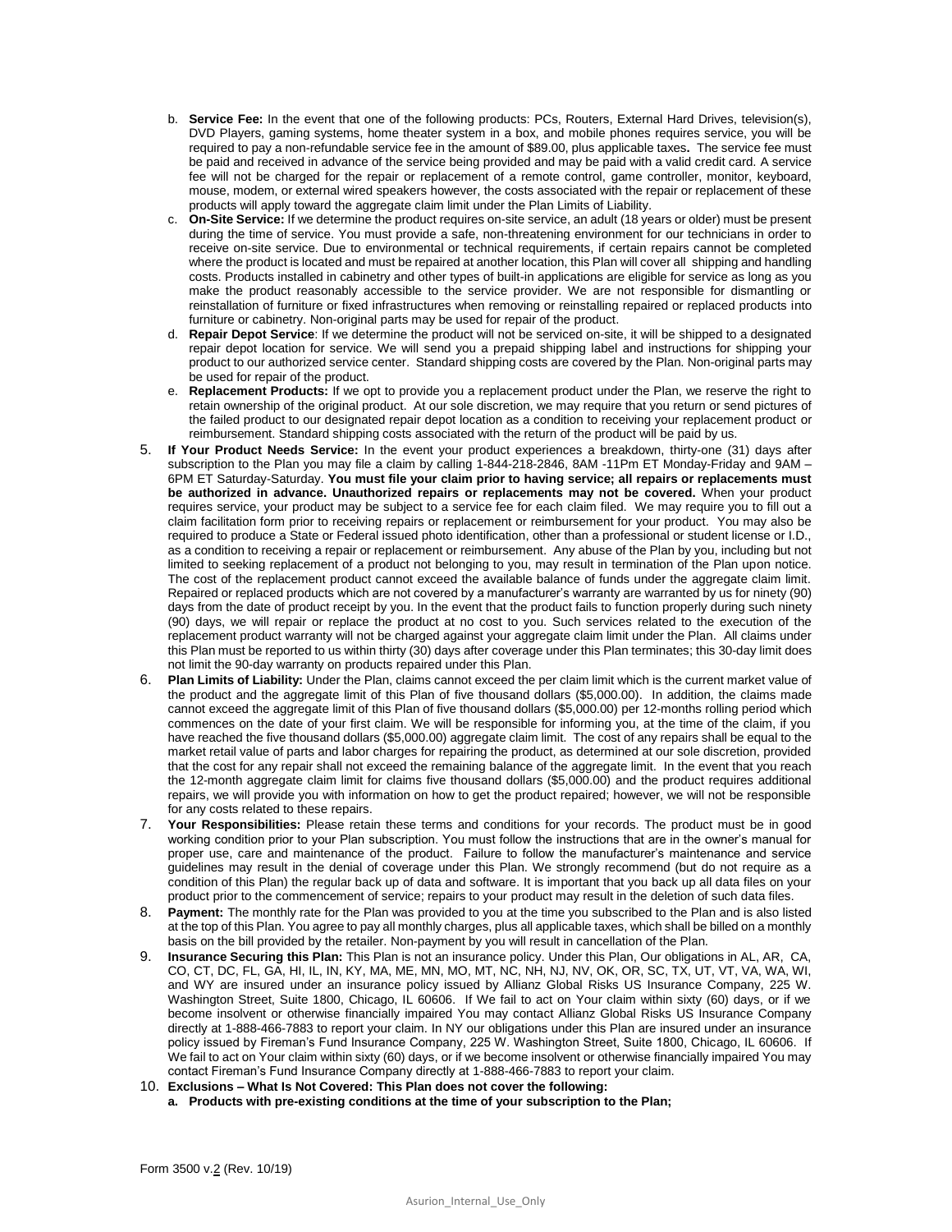b. **Service Fee:** In the event that one of the following products: PCs, Routers, External Hard Drives, television(s), DVD Players, gaming systems, home theater system in a box, and mobile phones requires service, you will be required to pay a non-refundable service fee in the amount of $89.00, plus applicable taxes**.** The service fee must be paid and received in advance of the service being provided and may be paid with a valid credit card. A service fee will not be charged for the repair or replacement of a remote control, game controller, monitor, keyboard, mouse, modem, or external wired speakers however, the costs associated with the repair or replacement of these products will apply toward the aggregate claim limit under the Plan Limits of Liability.

c. **On-Site Service:** If we determine the product requires on-site service, an adult (18 years or older) must be present during the time of service. You must provide a safe, non-threatening environment for our technicians in order to receive on-site service. Due to environmental or technical requirements, if certain repairs cannot be completed where the product is located and must be repaired at another location, this Plan will cover all shipping and handling costs. Products installed in cabinetry and other types of built-in applications are eligible for service as long as you make the product reasonably accessible to the service provider. We are not responsible for dismantling or reinstallation of furniture or fixed infrastructures when removing or reinstalling repaired or replaced products into furniture or cabinetry. Non-original parts may be used for repair of the product.

d. **Repair Depot Service**: If we determine the product will not be serviced on-site, it will be shipped to a designated repair depot location for service. We will send you a prepaid shipping label and instructions for shipping your product to our authorized service center. Standard shipping costs are covered by the Plan. Non-original parts may be used for repair of the product.

e. **Replacement Products:** If we opt to provide you a replacement product under the Plan, we reserve the right to retain ownership of the original product. At our sole discretion, we may require that you return or send pictures of the failed product to our designated repair depot location as a condition to receiving your replacement product or reimbursement. Standard shipping costs associated with the return of the product will be paid by us.

5. **If Your Product Needs Service:** In the event your product experiences a breakdown, thirty-one (31) days after subscription to the Plan you may file a claim by calling 1-844-218-2846, 8AM -11Pm ET Monday-Friday and 9AM – 6PM ET Saturday-Saturday. **You must file your claim prior to having service; all repairs or replacements must be authorized in advance. Unauthorized repairs or replacements may not be covered.** When your product requires service, your product may be subject to a service fee for each claim filed. We may require you to fill out a claim facilitation form prior to receiving repairs or replacement or reimbursement for your product. You may also be required to produce a State or Federal issued photo identification, other than a professional or student license or I.D., as a condition to receiving a repair or replacement or reimbursement. Any abuse of the Plan by you, including but not limited to seeking replacement of a product not belonging to you, may result in termination of the Plan upon notice. The cost of the replacement product cannot exceed the available balance of funds under the aggregate claim limit. Repaired or replaced products which are not covered by a manufacturer's warranty are warranted by us for ninety (90) days from the date of product receipt by you. In the event that the product fails to function properly during such ninety (90) days, we will repair or replace the product at no cost to you. Such services related to the execution of the replacement product warranty will not be charged against your aggregate claim limit under the Plan. All claims under this Plan must be reported to us within thirty (30) days after coverage under this Plan terminates; this 30-day limit does not limit the 90-day warranty on products repaired under this Plan.

6. **Plan Limits of Liability:** Under the Plan, claims cannot exceed the per claim limit which is the current market value of the product and the aggregate limit of this Plan of five thousand dollars ($5,000.00). In addition, the claims made cannot exceed the aggregate limit of this Plan of five thousand dollars ($5,000.00) per 12-months rolling period which commences on the date of your first claim. We will be responsible for informing you, at the time of the claim, if you have reached the five thousand dollars ($5,000.00) aggregate claim limit. The cost of any repairs shall be equal to the market retail value of parts and labor charges for repairing the product, as determined at our sole discretion, provided that the cost for any repair shall not exceed the remaining balance of the aggregate limit. In the event that you reach the 12-month aggregate claim limit for claims five thousand dollars ($5,000.00) and the product requires additional repairs, we will provide you with information on how to get the product repaired; however, we will not be responsible for any costs related to these repairs.

7. **Your Responsibilities:** Please retain these terms and conditions for your records. The product must be in good working condition prior to your Plan subscription. You must follow the instructions that are in the owner's manual for proper use, care and maintenance of the product. Failure to follow the manufacturer's maintenance and service guidelines may result in the denial of coverage under this Plan. We strongly recommend (but do not require as a condition of this Plan) the regular back up of data and software. It is important that you back up all data files on your product prior to the commencement of service; repairs to your product may result in the deletion of such data files.

8. **Payment:** The monthly rate for the Plan was provided to you at the time you subscribed to the Plan and is also listed at the top of this Plan. You agree to pay all monthly charges, plus all applicable taxes, which shall be billed on a monthly basis on the bill provided by the retailer. Non-payment by you will result in cancellation of the Plan.

9. **Insurance Securing this Plan:** This Plan is not an insurance policy. Under this Plan, Our obligations in AL, AR, CA, CO, CT, DC, FL, GA, HI, IL, IN, KY, MA, ME, MN, MO, MT, NC, NH, NJ, NV, OK, OR, SC, TX, UT, VT, VA, WA, WI, and WY are insured under an insurance policy issued by Allianz Global Risks US Insurance Company, 225 W. Washington Street, Suite 1800, Chicago, IL 60606. If We fail to act on Your claim within sixty (60) days, or if we become insolvent or otherwise financially impaired You may contact Allianz Global Risks US Insurance Company directly at 1-888-466-7883 to report your claim. In NY our obligations under this Plan are insured under an insurance policy issued by Fireman's Fund Insurance Company, 225 W. Washington Street, Suite 1800, Chicago, IL 60606. If We fail to act on Your claim within sixty (60) days, or if we become insolvent or otherwise financially impaired You may contact Fireman's Fund Insurance Company directly at 1-888-466-7883 to report your claim.

10. **Exclusions – What Is Not Covered: This Plan does not cover the following:**

    **a. Products with pre-existing conditions at the time of your subscription to the Plan;**

Form 3500 v.2 (Rev. 10/19)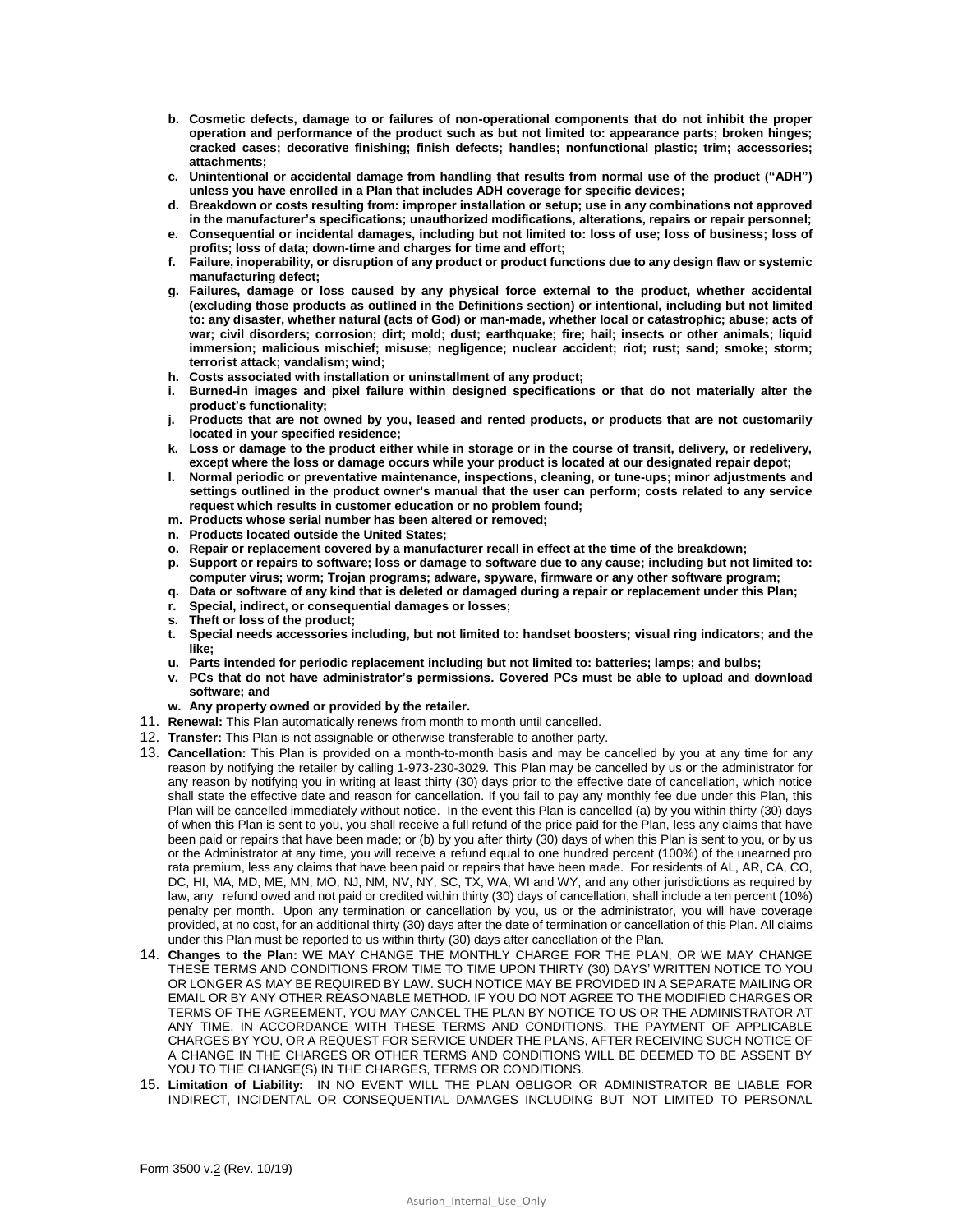b. **Cosmetic defects, damage to or failures of non-operational components that do not inhibit the proper operation and performance of the product such as but not limited to: appearance parts; broken hinges; cracked cases; decorative finishing; finish defects; handles; nonfunctional plastic; trim; accessories; attachments;**
c. **Unintentional or accidental damage from handling that results from normal use of the product ("ADH") unless you have enrolled in a Plan that includes ADH coverage for specific devices;**
d. **Breakdown or costs resulting from: improper installation or setup; use in any combinations not approved in the manufacturer's specifications; unauthorized modifications, alterations, repairs or repair personnel;**
e. **Consequential or incidental damages, including but not limited to: loss of use; loss of business; loss of profits; loss of data; down-time and charges for time and effort;**
f. **Failure, inoperability, or disruption of any product or product functions due to any design flaw or systemic manufacturing defect;**
g. **Failures, damage or loss caused by any physical force external to the product, whether accidental (excluding those products as outlined in the Definitions section) or intentional, including but not limited to: any disaster, whether natural (acts of God) or man-made, whether local or catastrophic; abuse; acts of war; civil disorders; corrosion; dirt; mold; dust; earthquake; fire; hail; insects or other animals; liquid immersion; malicious mischief; misuse; negligence; nuclear accident; riot; rust; sand; smoke; storm; terrorist attack; vandalism; wind;**
h. **Costs associated with installation or uninstallment of any product;**
i. **Burned-in images and pixel failure within designed specifications or that do not materially alter the product's functionality;**
j. **Products that are not owned by you, leased and rented products, or products that are not customarily located in your specified residence;**
k. **Loss or damage to the product either while in storage or in the course of transit, delivery, or redelivery, except where the loss or damage occurs while your product is located at our designated repair depot;**
l. **Normal periodic or preventative maintenance, inspections, cleaning, or tune-ups; minor adjustments and settings outlined in the product owner's manual that the user can perform; costs related to any service request which results in customer education or no problem found;**
m. **Products whose serial number has been altered or removed;**
n. **Products located outside the United States;**
o. **Repair or replacement covered by a manufacturer recall in effect at the time of the breakdown;**
p. **Support or repairs to software; loss or damage to software due to any cause; including but not limited to: computer virus; worm; Trojan programs; adware, spyware, firmware or any other software program;**
q. **Data or software of any kind that is deleted or damaged during a repair or replacement under this Plan;**
r. **Special, indirect, or consequential damages or losses;**
s. **Theft or loss of the product;**
t. **Special needs accessories including, but not limited to: handset boosters; visual ring indicators; and the like;**
u. **Parts intended for periodic replacement including but not limited to: batteries; lamps; and bulbs;**
v. **PCs that do not have administrator's permissions. Covered PCs must be able to upload and download software; and**
w. **Any property owned or provided by the retailer.**

11. **Renewal:** This Plan automatically renews from month to month until cancelled.
12. **Transfer:** This Plan is not assignable or otherwise transferable to another party.
13. **Cancellation:** This Plan is provided on a month-to-month basis and may be cancelled by you at any time for any reason by notifying the retailer by calling 1-973-230-3029. This Plan may be cancelled by us or the administrator for any reason by notifying you in writing at least thirty (30) days prior to the effective date of cancellation, which notice shall state the effective date and reason for cancellation. If you fail to pay any monthly fee due under this Plan, this Plan will be cancelled immediately without notice. In the event this Plan is cancelled (a) by you within thirty (30) days of when this Plan is sent to you, you shall receive a full refund of the price paid for the Plan, less any claims that have been paid or repairs that have been made; or (b) by you after thirty (30) days of when this Plan is sent to you, or by us or the Administrator at any time, you will receive a refund equal to one hundred percent (100%) of the unearned pro rata premium, less any claims that have been paid or repairs that have been made. For residents of AL, AR, CA, CO, DC, HI, MA, MD, ME, MN, MO, NJ, NM, NV, NY, SC, TX, WA, WI and WY, and any other jurisdictions as required by law, any refund owed and not paid or credited within thirty (30) days of cancellation, shall include a ten percent (10%) penalty per month. Upon any termination or cancellation by you, us or the administrator, you will have coverage provided, at no cost, for an additional thirty (30) days after the date of termination or cancellation of this Plan. All claims under this Plan must be reported to us within thirty (30) days after cancellation of the Plan.
14. **Changes to the Plan:** WE MAY CHANGE THE MONTHLY CHARGE FOR THE PLAN, OR WE MAY CHANGE THESE TERMS AND CONDITIONS FROM TIME TO TIME UPON THIRTY (30) DAYS' WRITTEN NOTICE TO YOU OR LONGER AS MAY BE REQUIRED BY LAW. SUCH NOTICE MAY BE PROVIDED IN A SEPARATE MAILING OR EMAIL OR BY ANY OTHER REASONABLE METHOD. IF YOU DO NOT AGREE TO THE MODIFIED CHARGES OR TERMS OF THE AGREEMENT, YOU MAY CANCEL THE PLAN BY NOTICE TO US OR THE ADMINISTRATOR AT ANY TIME, IN ACCORDANCE WITH THESE TERMS AND CONDITIONS. THE PAYMENT OF APPLICABLE CHARGES BY YOU, OR A REQUEST FOR SERVICE UNDER THE PLANS, AFTER RECEIVING SUCH NOTICE OF A CHANGE IN THE CHARGES OR OTHER TERMS AND CONDITIONS WILL BE DEEMED TO BE ASSENT BY YOU TO THE CHANGE(S) IN THE CHARGES, TERMS OR CONDITIONS.
15. **Limitation of Liability:** IN NO EVENT WILL THE PLAN OBLIGOR OR ADMINISTRATOR BE LIABLE FOR INDIRECT, INCIDENTAL OR CONSEQUENTIAL DAMAGES INCLUDING BUT NOT LIMITED TO PERSONAL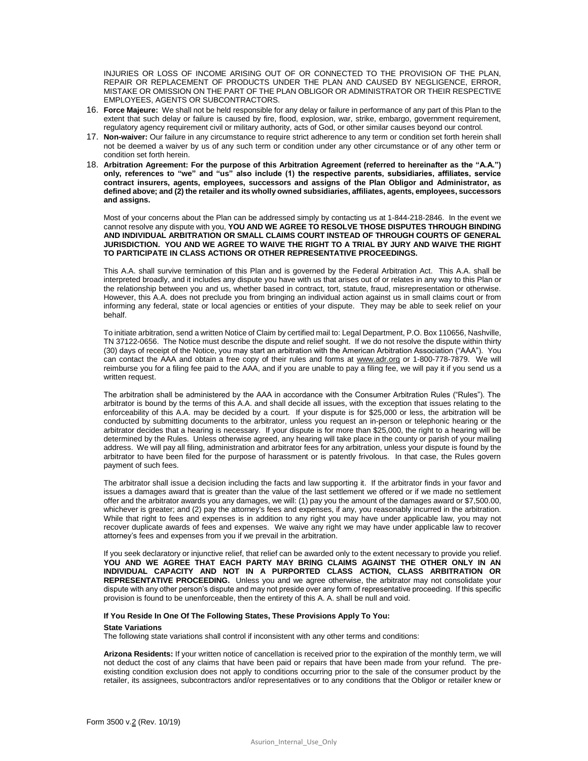INJURIES OR LOSS OF INCOME ARISING OUT OF OR CONNECTED TO THE PROVISION OF THE PLAN, REPAIR OR REPLACEMENT OF PRODUCTS UNDER THE PLAN AND CAUSED BY NEGLIGENCE, ERROR, MISTAKE OR OMISSION ON THE PART OF THE PLAN OBLIGOR OR ADMINISTRATOR OR THEIR RESPECTIVE EMPLOYEES, AGENTS OR SUBCONTRACTORS.

16. **Force Majeure:** We shall not be held responsible for any delay or failure in performance of any part of this Plan to the extent that such delay or failure is caused by fire, flood, explosion, war, strike, embargo, government requirement, regulatory agency requirement civil or military authority, acts of God, or other similar causes beyond our control.
17. **Non-waiver:** Our failure in any circumstance to require strict adherence to any term or condition set forth herein shall not be deemed a waiver by us of any such term or condition under any other circumstance or of any other term or condition set forth herein.
18. **Arbitration Agreement: For the purpose of this Arbitration Agreement (referred to hereinafter as the "A.A.") only, references to "we" and "us" also include (1) the respective parents, subsidiaries, affiliates, service contract insurers, agents, employees, successors and assigns of the Plan Obligor and Administrator, as defined above; and (2) the retailer and its wholly owned subsidiaries, affiliates, agents, employees, successors and assigns.**

    Most of your concerns about the Plan can be addressed simply by contacting us at 1-844-218-2846. In the event we cannot resolve any dispute with you, **YOU AND WE AGREE TO RESOLVE THOSE DISPUTES THROUGH BINDING AND INDIVIDUAL ARBITRATION OR SMALL CLAIMS COURT INSTEAD OF THROUGH COURTS OF GENERAL JURISDICTION. YOU AND WE AGREE TO WAIVE THE RIGHT TO A TRIAL BY JURY AND WAIVE THE RIGHT TO PARTICIPATE IN CLASS ACTIONS OR OTHER REPRESENTATIVE PROCEEDINGS.**

    This A.A. shall survive termination of this Plan and is governed by the Federal Arbitration Act. This A.A. shall be interpreted broadly, and it includes any dispute you have with us that arises out of or relates in any way to this Plan or the relationship between you and us, whether based in contract, tort, statute, fraud, misrepresentation or otherwise. However, this A.A. does not preclude you from bringing an individual action against us in small claims court or from informing any federal, state or local agencies or entities of your dispute. They may be able to seek relief on your behalf.

    To initiate arbitration, send a written Notice of Claim by certified mail to: Legal Department, P.O. Box 110656, Nashville, TN 37122-0656. The Notice must describe the dispute and relief sought. If we do not resolve the dispute within thirty (30) days of receipt of the Notice, you may start an arbitration with the American Arbitration Association ("AAA"). You can contact the AAA and obtain a free copy of their rules and forms at www.adr.org or 1-800-778-7879. We will reimburse you for a filing fee paid to the AAA, and if you are unable to pay a filing fee, we will pay it if you send us a written request.

    The arbitration shall be administered by the AAA in accordance with the Consumer Arbitration Rules ("Rules"). The arbitrator is bound by the terms of this A.A. and shall decide all issues, with the exception that issues relating to the enforceability of this A.A. may be decided by a court. If your dispute is for $25,000 or less, the arbitration will be conducted by submitting documents to the arbitrator, unless you request an in-person or telephonic hearing or the arbitrator decides that a hearing is necessary. If your dispute is for more than $25,000, the right to a hearing will be determined by the Rules. Unless otherwise agreed, any hearing will take place in the county or parish of your mailing address. We will pay all filing, administration and arbitrator fees for any arbitration, unless your dispute is found by the arbitrator to have been filed for the purpose of harassment or is patently frivolous. In that case, the Rules govern payment of such fees.

    The arbitrator shall issue a decision including the facts and law supporting it. If the arbitrator finds in your favor and issues a damages award that is greater than the value of the last settlement we offered or if we made no settlement offer and the arbitrator awards you any damages, we will: (1) pay you the amount of the damages award or $7,500.00, whichever is greater; and (2) pay the attorney's fees and expenses, if any, you reasonably incurred in the arbitration. While that right to fees and expenses is in addition to any right you may have under applicable law, you may not recover duplicate awards of fees and expenses. We waive any right we may have under applicable law to recover attorney's fees and expenses from you if we prevail in the arbitration.

    If you seek declaratory or injunctive relief, that relief can be awarded only to the extent necessary to provide you relief. **YOU AND WE AGREE THAT EACH PARTY MAY BRING CLAIMS AGAINST THE OTHER ONLY IN AN INDIVIDUAL CAPACITY AND NOT IN A PURPORTED CLASS ACTION, CLASS ARBITRATION OR REPRESENTATIVE PROCEEDING.** Unless you and we agree otherwise, the arbitrator may not consolidate your dispute with any other person's dispute and may not preside over any form of representative proceeding. If this specific provision is found to be unenforceable, then the entirety of this A. A. shall be null and void.

**If You Reside In One Of The Following States, These Provisions Apply To You:**

**State Variations**

The following state variations shall control if inconsistent with any other terms and conditions:

**Arizona Residents:** If your written notice of cancellation is received prior to the expiration of the monthly term, we will not deduct the cost of any claims that have been paid or repairs that have been made from your refund. The pre-existing condition exclusion does not apply to conditions occurring prior to the sale of the consumer product by the retailer, its assignees, subcontractors and/or representatives or to any conditions that the Obligor or retailer knew or

Form 3500 v.2 (Rev. 10/19)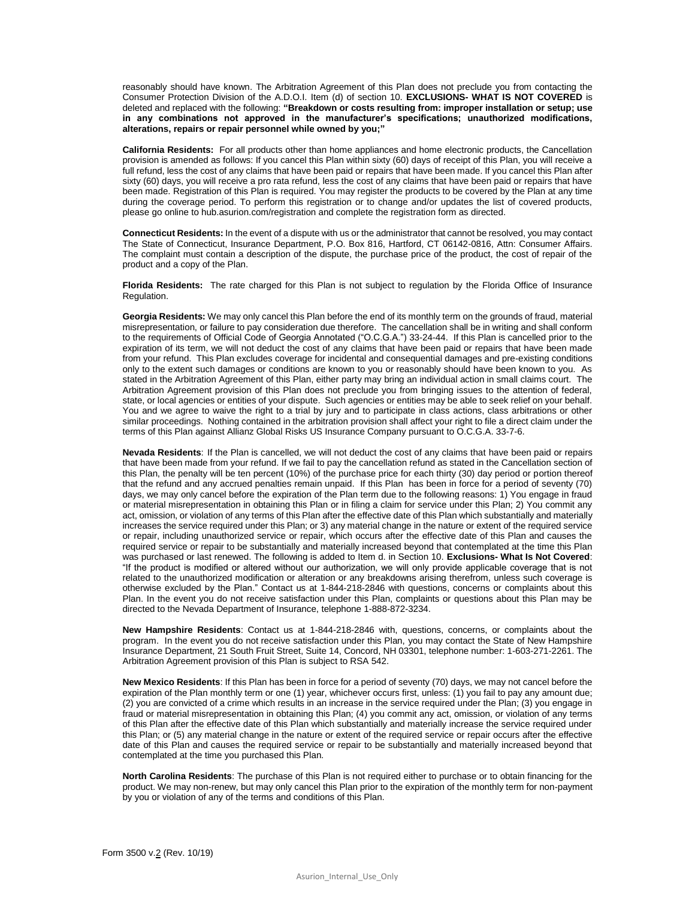reasonably should have known. The Arbitration Agreement of this Plan does not preclude you from contacting the Consumer Protection Division of the A.D.O.I. Item (d) of section 10. **EXCLUSIONS- WHAT IS NOT COVERED** is deleted and replaced with the following: **"Breakdown or costs resulting from: improper installation or setup; use in any combinations not approved in the manufacturer's specifications; unauthorized modifications, alterations, repairs or repair personnel while owned by you;"**

**California Residents:** For all products other than home appliances and home electronic products, the Cancellation provision is amended as follows: If you cancel this Plan within sixty (60) days of receipt of this Plan, you will receive a full refund, less the cost of any claims that have been paid or repairs that have been made. If you cancel this Plan after sixty (60) days, you will receive a pro rata refund, less the cost of any claims that have been paid or repairs that have been made. Registration of this Plan is required. You may register the products to be covered by the Plan at any time during the coverage period. To perform this registration or to change and/or updates the list of covered products, please go online to hub.asurion.com/registration and complete the registration form as directed.

**Connecticut Residents:** In the event of a dispute with us or the administrator that cannot be resolved, you may contact The State of Connecticut, Insurance Department, P.O. Box 816, Hartford, CT 06142-0816, Attn: Consumer Affairs. The complaint must contain a description of the dispute, the purchase price of the product, the cost of repair of the product and a copy of the Plan.

**Florida Residents:** The rate charged for this Plan is not subject to regulation by the Florida Office of Insurance Regulation.

**Georgia Residents:** We may only cancel this Plan before the end of its monthly term on the grounds of fraud, material misrepresentation, or failure to pay consideration due therefore. The cancellation shall be in writing and shall conform to the requirements of Official Code of Georgia Annotated ("O.C.G.A.") 33-24-44. If this Plan is cancelled prior to the expiration of its term, we will not deduct the cost of any claims that have been paid or repairs that have been made from your refund. This Plan excludes coverage for incidental and consequential damages and pre-existing conditions only to the extent such damages or conditions are known to you or reasonably should have been known to you. As stated in the Arbitration Agreement of this Plan, either party may bring an individual action in small claims court. The Arbitration Agreement provision of this Plan does not preclude you from bringing issues to the attention of federal, state, or local agencies or entities of your dispute. Such agencies or entities may be able to seek relief on your behalf. You and we agree to waive the right to a trial by jury and to participate in class actions, class arbitrations or other similar proceedings. Nothing contained in the arbitration provision shall affect your right to file a direct claim under the terms of this Plan against Allianz Global Risks US Insurance Company pursuant to O.C.G.A. 33-7-6.

**Nevada Residents**: If the Plan is cancelled, we will not deduct the cost of any claims that have been paid or repairs that have been made from your refund. If we fail to pay the cancellation refund as stated in the Cancellation section of this Plan, the penalty will be ten percent (10%) of the purchase price for each thirty (30) day period or portion thereof that the refund and any accrued penalties remain unpaid. If this Plan has been in force for a period of seventy (70) days, we may only cancel before the expiration of the Plan term due to the following reasons: 1) You engage in fraud or material misrepresentation in obtaining this Plan or in filing a claim for service under this Plan; 2) You commit any act, omission, or violation of any terms of this Plan after the effective date of this Plan which substantially and materially increases the service required under this Plan; or 3) any material change in the nature or extent of the required service or repair, including unauthorized service or repair, which occurs after the effective date of this Plan and causes the required service or repair to be substantially and materially increased beyond that contemplated at the time this Plan was purchased or last renewed. The following is added to Item d. in Section 10. **Exclusions- What Is Not Covered**: "If the product is modified or altered without our authorization, we will only provide applicable coverage that is not related to the unauthorized modification or alteration or any breakdowns arising therefrom, unless such coverage is otherwise excluded by the Plan." Contact us at 1-844-218-2846 with questions, concerns or complaints about this Plan. In the event you do not receive satisfaction under this Plan, complaints or questions about this Plan may be directed to the Nevada Department of Insurance, telephone 1-888-872-3234.

**New Hampshire Residents**: Contact us at 1-844-218-2846 with, questions, concerns, or complaints about the program. In the event you do not receive satisfaction under this Plan, you may contact the State of New Hampshire Insurance Department, 21 South Fruit Street, Suite 14, Concord, NH 03301, telephone number: 1-603-271-2261. The Arbitration Agreement provision of this Plan is subject to RSA 542.

**New Mexico Residents**: If this Plan has been in force for a period of seventy (70) days, we may not cancel before the expiration of the Plan monthly term or one (1) year, whichever occurs first, unless: (1) you fail to pay any amount due; (2) you are convicted of a crime which results in an increase in the service required under the Plan; (3) you engage in fraud or material misrepresentation in obtaining this Plan; (4) you commit any act, omission, or violation of any terms of this Plan after the effective date of this Plan which substantially and materially increase the service required under this Plan; or (5) any material change in the nature or extent of the required service or repair occurs after the effective date of this Plan and causes the required service or repair to be substantially and materially increased beyond that contemplated at the time you purchased this Plan.

**North Carolina Residents**: The purchase of this Plan is not required either to purchase or to obtain financing for the product. We may non-renew, but may only cancel this Plan prior to the expiration of the monthly term for non-payment by you or violation of any of the terms and conditions of this Plan.

Form 3500 v.2 (Rev. 10/19)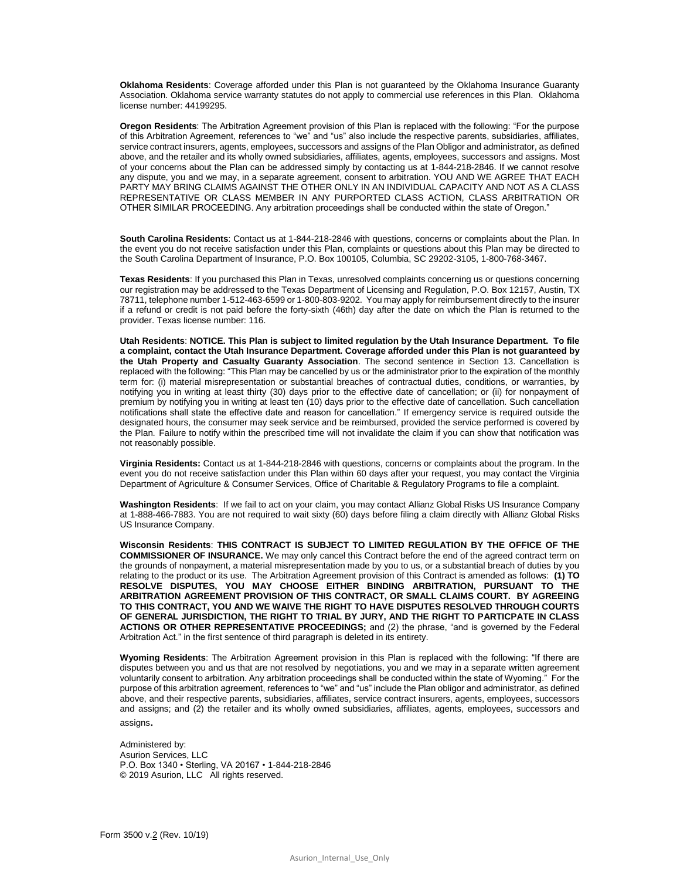**Oklahoma Residents**: Coverage afforded under this Plan is not guaranteed by the Oklahoma Insurance Guaranty Association. Oklahoma service warranty statutes do not apply to commercial use references in this Plan. Oklahoma license number: 44199295.

**Oregon Residents**: The Arbitration Agreement provision of this Plan is replaced with the following: "For the purpose of this Arbitration Agreement, references to "we" and "us" also include the respective parents, subsidiaries, affiliates, service contract insurers, agents, employees, successors and assigns of the Plan Obligor and administrator, as defined above, and the retailer and its wholly owned subsidiaries, affiliates, agents, employees, successors and assigns. Most of your concerns about the Plan can be addressed simply by contacting us at 1-844-218-2846. If we cannot resolve any dispute, you and we may, in a separate agreement, consent to arbitration. YOU AND WE AGREE THAT EACH PARTY MAY BRING CLAIMS AGAINST THE OTHER ONLY IN AN INDIVIDUAL CAPACITY AND NOT AS A CLASS REPRESENTATIVE OR CLASS MEMBER IN ANY PURPORTED CLASS ACTION, CLASS ARBITRATION OR OTHER SIMILAR PROCEEDING. Any arbitration proceedings shall be conducted within the state of Oregon."

**South Carolina Residents**: Contact us at 1-844-218-2846 with questions, concerns or complaints about the Plan. In the event you do not receive satisfaction under this Plan, complaints or questions about this Plan may be directed to the South Carolina Department of Insurance, P.O. Box 100105, Columbia, SC 29202-3105, 1-800-768-3467.

**Texas Residents**: If you purchased this Plan in Texas, unresolved complaints concerning us or questions concerning our registration may be addressed to the Texas Department of Licensing and Regulation, P.O. Box 12157, Austin, TX 78711, telephone number 1-512-463-6599 or 1-800-803-9202. You may apply for reimbursement directly to the insurer if a refund or credit is not paid before the forty-sixth (46th) day after the date on which the Plan is returned to the provider. Texas license number: 116.

**Utah Residents**: **NOTICE. This Plan is subject to limited regulation by the Utah Insurance Department. To file a complaint, contact the Utah Insurance Department. Coverage afforded under this Plan is not guaranteed by the Utah Property and Casualty Guaranty Association**. The second sentence in Section 13. Cancellation is replaced with the following: "This Plan may be cancelled by us or the administrator prior to the expiration of the monthly term for: (i) material misrepresentation or substantial breaches of contractual duties, conditions, or warranties, by notifying you in writing at least thirty (30) days prior to the effective date of cancellation; or (ii) for nonpayment of premium by notifying you in writing at least ten (10) days prior to the effective date of cancellation. Such cancellation notifications shall state the effective date and reason for cancellation." If emergency service is required outside the designated hours, the consumer may seek service and be reimbursed, provided the service performed is covered by the Plan. Failure to notify within the prescribed time will not invalidate the claim if you can show that notification was not reasonably possible.

**Virginia Residents:** Contact us at 1-844-218-2846 with questions, concerns or complaints about the program. In the event you do not receive satisfaction under this Plan within 60 days after your request, you may contact the Virginia Department of Agriculture & Consumer Services, Office of Charitable & Regulatory Programs to file a complaint.

**Washington Residents**: If we fail to act on your claim, you may contact Allianz Global Risks US Insurance Company at 1-888-466-7883. You are not required to wait sixty (60) days before filing a claim directly with Allianz Global Risks US Insurance Company.

**Wisconsin Residents**: **THIS CONTRACT IS SUBJECT TO LIMITED REGULATION BY THE OFFICE OF THE COMMISSIONER OF INSURANCE.** We may only cancel this Contract before the end of the agreed contract term on the grounds of nonpayment, a material misrepresentation made by you to us, or a substantial breach of duties by you relating to the product or its use. The Arbitration Agreement provision of this Contract is amended as follows: **(1) TO RESOLVE DISPUTES, YOU MAY CHOOSE EITHER BINDING ARBITRATION, PURSUANT TO THE ARBITRATION AGREEMENT PROVISION OF THIS CONTRACT, OR SMALL CLAIMS COURT. BY AGREEING TO THIS CONTRACT, YOU AND WE WAIVE THE RIGHT TO HAVE DISPUTES RESOLVED THROUGH COURTS OF GENERAL JURISDICTION, THE RIGHT TO TRIAL BY JURY, AND THE RIGHT TO PARTICPATE IN CLASS ACTIONS OR OTHER REPRESENTATIVE PROCEEDINGS;** and (2) the phrase, "and is governed by the Federal Arbitration Act." in the first sentence of third paragraph is deleted in its entirety.

**Wyoming Residents**: The Arbitration Agreement provision in this Plan is replaced with the following: "If there are disputes between you and us that are not resolved by negotiations, you and we may in a separate written agreement voluntarily consent to arbitration. Any arbitration proceedings shall be conducted within the state of Wyoming." For the purpose of this arbitration agreement, references to "we" and "us" include the Plan obligor and administrator, as defined above, and their respective parents, subsidiaries, affiliates, service contract insurers, agents, employees, successors and assigns; and (2) the retailer and its wholly owned subsidiaries, affiliates, agents, employees, successors and assigns.

Administered by:
Asurion Services, LLC
P.O. Box 1340 • Sterling, VA 20167 • 1-844-218-2846
© 2019 Asurion, LLC All rights reserved.

Form 3500 v.2 (Rev. 10/19)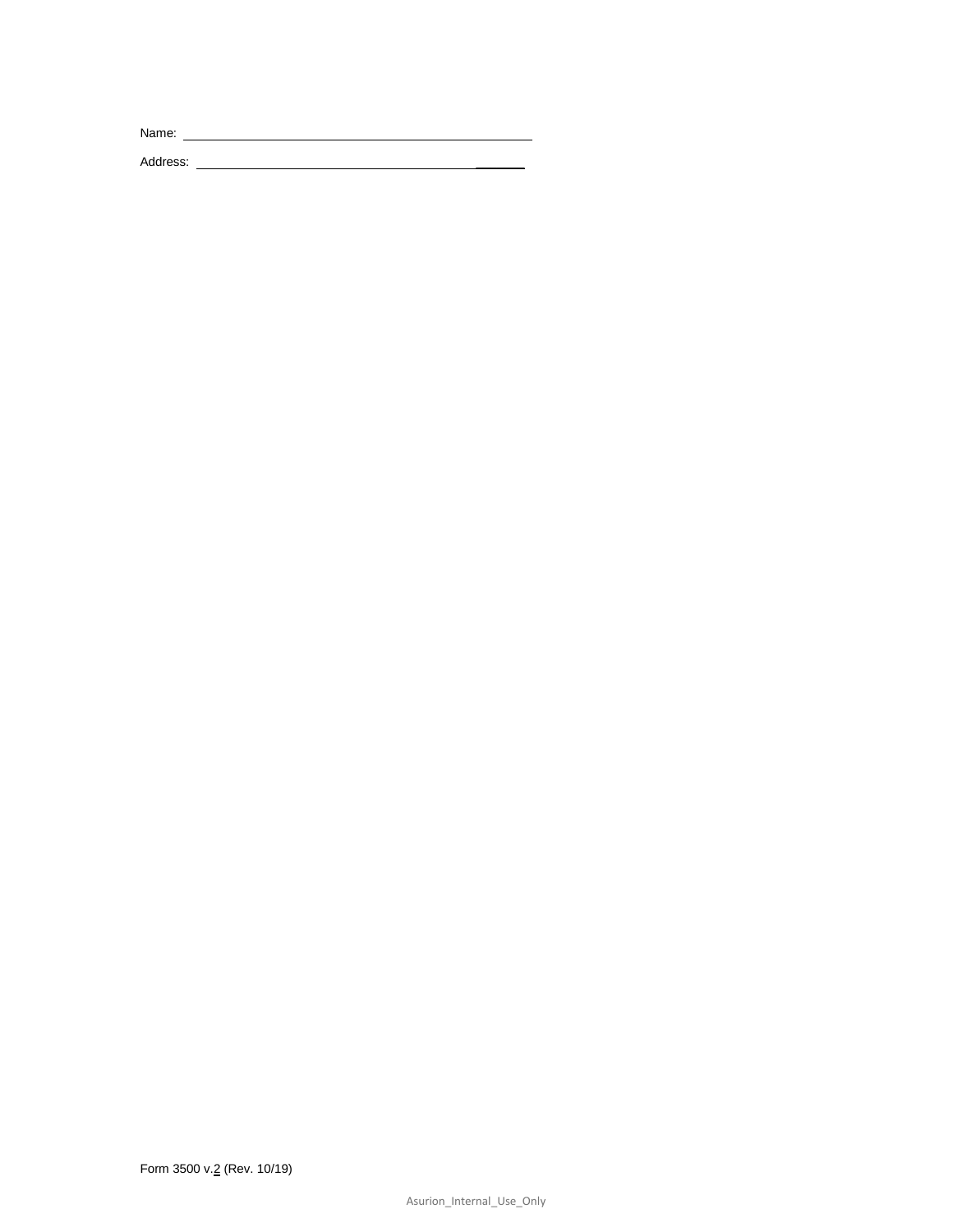Name: ______________________________________________

Address: ______________________________________________

Form 3500 v.2 (Rev. 10/19)

Asurion_Internal_Use_Only